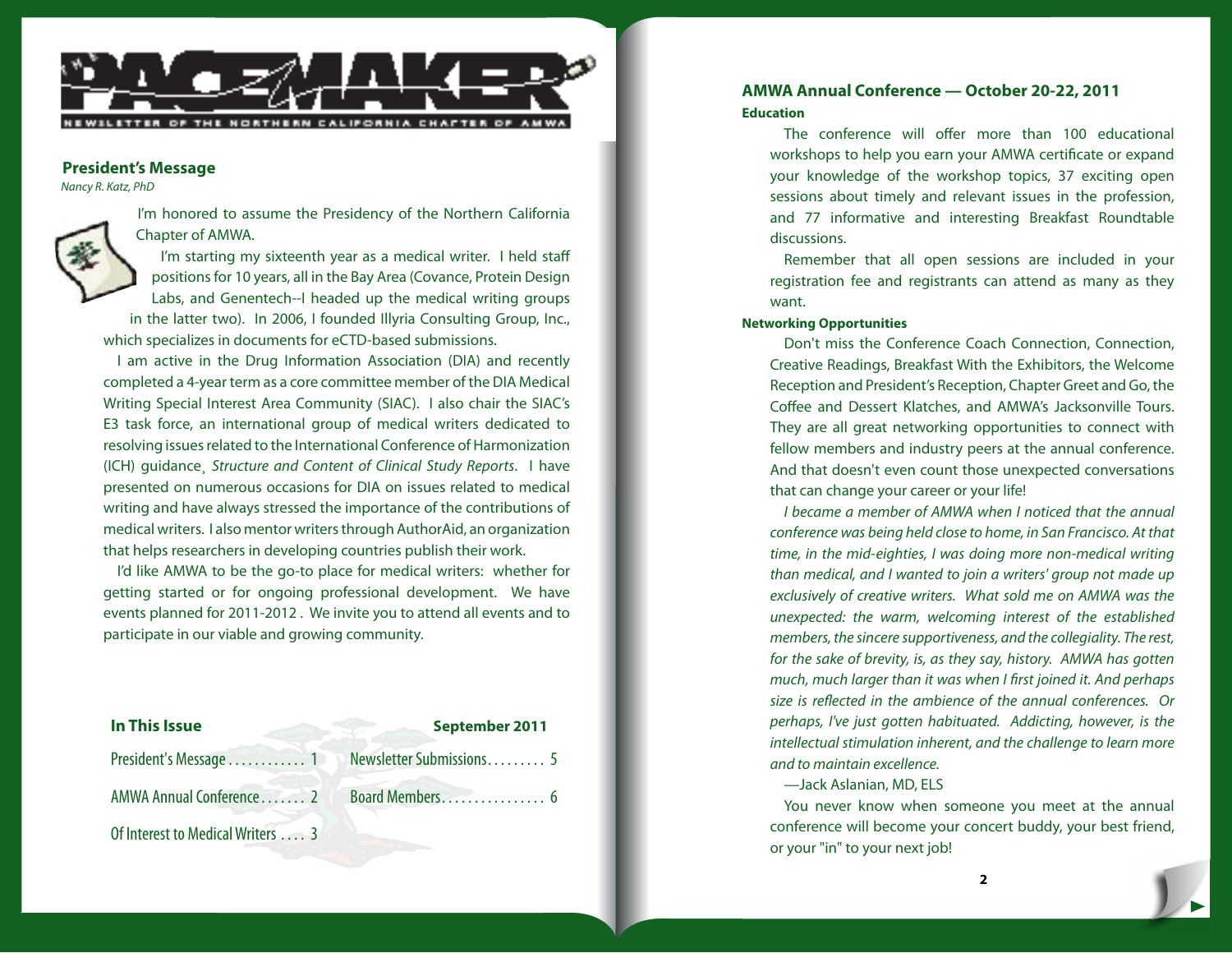# PACEMAKER

NEWSLETTER OF THE NORTHERN CALIFORNIA CHAPTER OF AMWA

## President's Message

*Nancy R. Katz, PhD*

I'm honored to assume the Presidency of the Northern California Chapter of AMWA.

I'm starting my sixteenth year as a medical writer. I held staff positions for 10 years, all in the Bay Area (Covance, Protein Design Labs, and Genentech--I headed up the medical writing groups in the latter two). In 2006, I founded Illyria Consulting Group, Inc., which specializes in documents for eCTD-based submissions.

I am active in the Drug Information Association (DIA) and recently completed a 4-year term as a core committee member of the DIA Medical Writing Special Interest Area Community (SIAC). I also chair the SIAC's E3 task force, an international group of medical writers dedicated to resolving issues related to the International Conference of Harmonization (ICH) guidance¸ *Structure and Content of Clinical Study Reports*. I have presented on numerous occasions for DIA on issues related to medical writing and have always stressed the importance of the contributions of medical writers. I also mentor writers through AuthorAid, an organization that helps researchers in developing countries publish their work.

I'd like AMWA to be the go-to place for medical writers: whether for getting started or for ongoing professional development. We have events planned for 2011-2012 . We invite you to attend all events and to participate in our viable and growing community.

### In This Issue — September 2011

- President's Message ............ 1
- AMWA Annual Conference ....... 2
- Of Interest to Medical Writers .... 3
- Newsletter Submissions......... 5
- Board Members................ 6

## AMWA Annual Conference — October 20-22, 2011

### Education

The conference will offer more than 100 educational workshops to help you earn your AMWA certificate or expand your knowledge of the workshop topics, 37 exciting open sessions about timely and relevant issues in the profession, and 77 informative and interesting Breakfast Roundtable discussions.

Remember that all open sessions are included in your registration fee and registrants can attend as many as they want.

### Networking Opportunities

Don't miss the Conference Coach Connection, Connection, Creative Readings, Breakfast With the Exhibitors, the Welcome Reception and President's Reception, Chapter Greet and Go, the Coffee and Dessert Klatches, and AMWA's Jacksonville Tours. They are all great networking opportunities to connect with fellow members and industry peers at the annual conference. And that doesn't even count those unexpected conversations that can change your career or your life!

*I became a member of AMWA when I noticed that the annual conference was being held close to home, in San Francisco. At that time, in the mid-eighties, I was doing more non-medical writing than medical, and I wanted to join a writers' group not made up exclusively of creative writers. What sold me on AMWA was the unexpected: the warm, welcoming interest of the established members, the sincere supportiveness, and the collegiality. The rest, for the sake of brevity, is, as they say, history. AMWA has gotten much, much larger than it was when I first joined it. And perhaps size is reflected in the ambience of the annual conferences. Or perhaps, I've just gotten habituated. Addicting, however, is the intellectual stimulation inherent, and the challenge to learn more and to maintain excellence.*

—Jack Aslanian, MD, ELS

You never know when someone you meet at the annual conference will become your concert buddy, your best friend, or your "in" to your next job!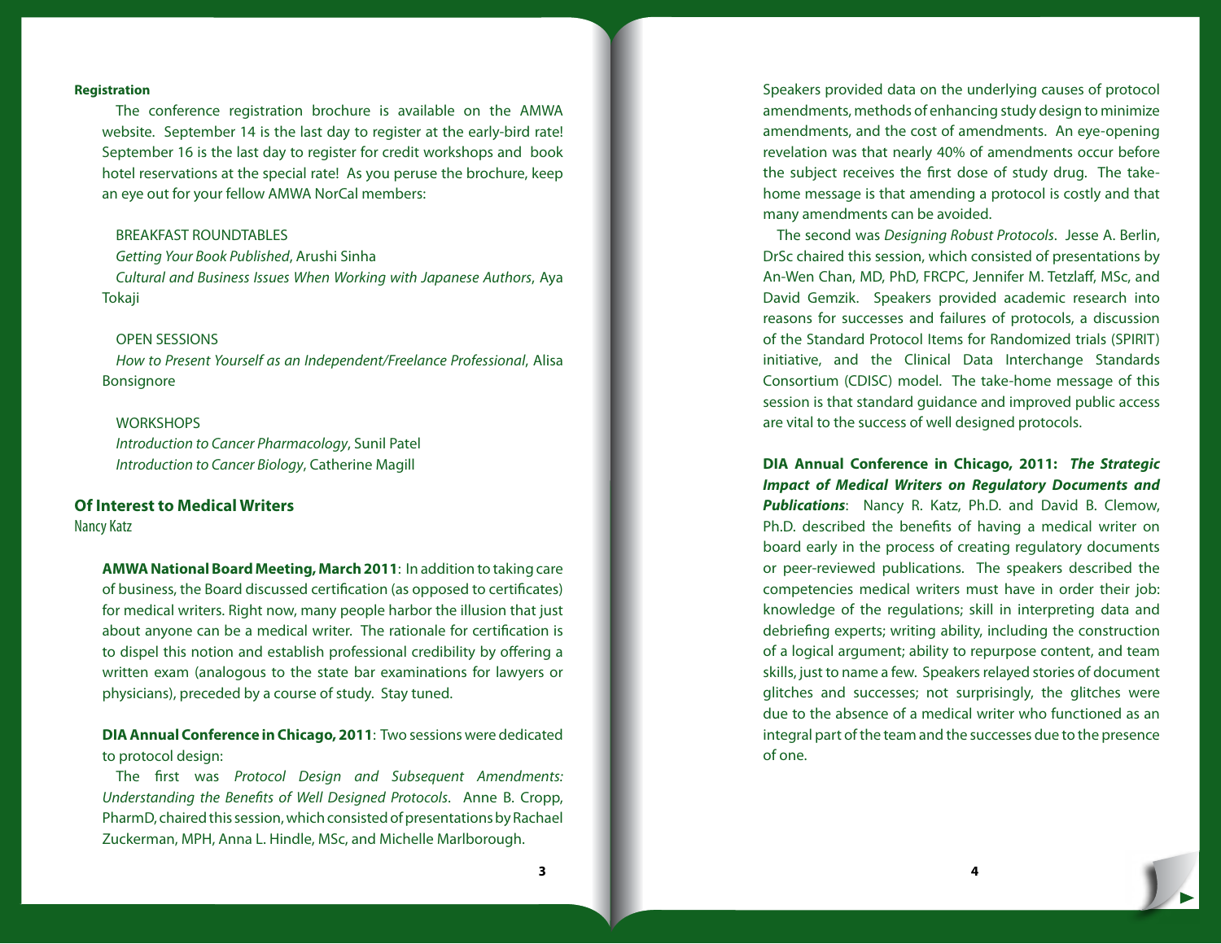**Registration**

The conference registration brochure is available on the AMWA website. September 14 is the last day to register at the early-bird rate! September 16 is the last day to register for credit workshops and book hotel reservations at the special rate! As you peruse the brochure, keep an eye out for your fellow AMWA NorCal members:

BREAKFAST ROUNDTABLES

*Getting Your Book Published*, Arushi Sinha

*Cultural and Business Issues When Working with Japanese Authors*, Aya Tokaji

OPEN SESSIONS

*How to Present Yourself as an Independent/Freelance Professional*, Alisa Bonsignore

WORKSHOPS

*Introduction to Cancer Pharmacology*, Sunil Patel

*Introduction to Cancer Biology*, Catherine Magill

## Of Interest to Medical Writers

Nancy Katz

**AMWA National Board Meeting, March 2011**: In addition to taking care of business, the Board discussed certification (as opposed to certificates) for medical writers. Right now, many people harbor the illusion that just about anyone can be a medical writer. The rationale for certification is to dispel this notion and establish professional credibility by offering a written exam (analogous to the state bar examinations for lawyers or physicians), preceded by a course of study. Stay tuned.

**DIA Annual Conference in Chicago, 2011**: Two sessions were dedicated to protocol design:

The first was *Protocol Design and Subsequent Amendments: Understanding the Benefits of Well Designed Protocols*. Anne B. Cropp, PharmD, chaired this session, which consisted of presentations by Rachael Zuckerman, MPH, Anna L. Hindle, MSc, and Michelle Marlborough. Speakers provided data on the underlying causes of protocol amendments, methods of enhancing study design to minimize amendments, and the cost of amendments. An eye-opening revelation was that nearly 40% of amendments occur before the subject receives the first dose of study drug. The take-home message is that amending a protocol is costly and that many amendments can be avoided.

The second was *Designing Robust Protocols*. Jesse A. Berlin, DrSc chaired this session, which consisted of presentations by An-Wen Chan, MD, PhD, FRCPC, Jennifer M. Tetzlaff, MSc, and David Gemzik. Speakers provided academic research into reasons for successes and failures of protocols, a discussion of the Standard Protocol Items for Randomized trials (SPIRIT) initiative, and the Clinical Data Interchange Standards Consortium (CDISC) model. The take-home message of this session is that standard guidance and improved public access are vital to the success of well designed protocols.

**DIA Annual Conference in Chicago, 2011: *The Strategic Impact of Medical Writers on Regulatory Documents and Publications***: Nancy R. Katz, Ph.D. and David B. Clemow, Ph.D. described the benefits of having a medical writer on board early in the process of creating regulatory documents or peer-reviewed publications. The speakers described the competencies medical writers must have in order their job: knowledge of the regulations; skill in interpreting data and debriefing experts; writing ability, including the construction of a logical argument; ability to repurpose content, and team skills, just to name a few. Speakers relayed stories of document glitches and successes; not surprisingly, the glitches were due to the absence of a medical writer who functioned as an integral part of the team and the successes due to the presence of one.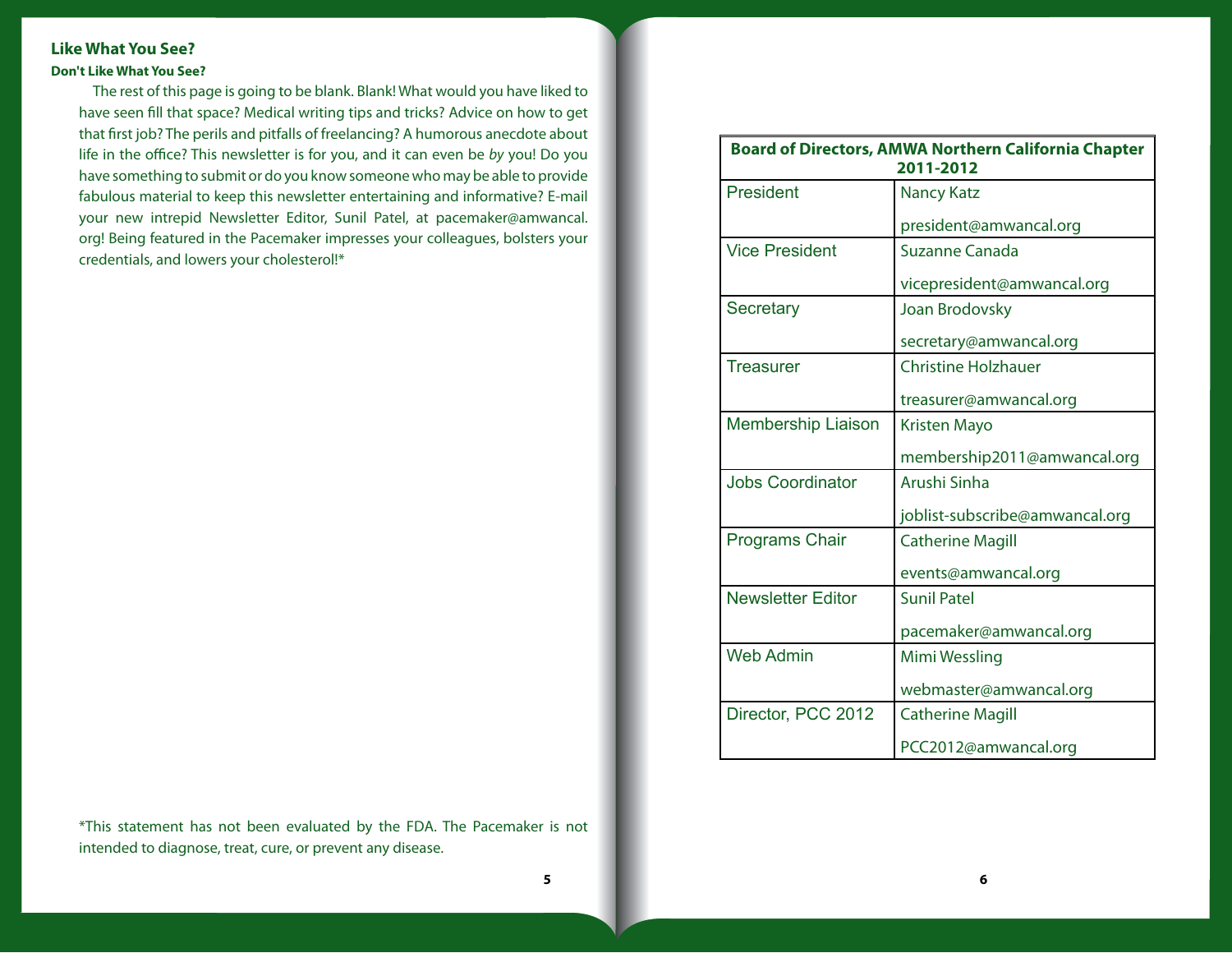## Like What You See?

### Don't Like What You See?

The rest of this page is going to be blank. Blank! What would you have liked to have seen fill that space? Medical writing tips and tricks? Advice on how to get that first job? The perils and pitfalls of freelancing? A humorous anecdote about life in the office? This newsletter is for you, and it can even be *by* you! Do you have something to submit or do you know someone who may be able to provide fabulous material to keep this newsletter entertaining and informative? E-mail your new intrepid Newsletter Editor, Sunil Patel, at pacemaker@amwancal.org! Being featured in the Pacemaker impresses your colleagues, bolsters your credentials, and lowers your cholesterol!*

*This statement has not been evaluated by the FDA. The Pacemaker is not intended to diagnose, treat, cure, or prevent any disease.

| **Board of Directors, AMWA Northern California Chapter 2011-2012** | |
|---|---|
| President | Nancy Katz<br>president@amwancal.org |
| Vice President | Suzanne Canada<br>vicepresident@amwancal.org |
| Secretary | Joan Brodovsky<br>secretary@amwancal.org |
| Treasurer | Christine Holzhauer<br>treasurer@amwancal.org |
| Membership Liaison | Kristen Mayo<br>membership2011@amwancal.org |
| Jobs Coordinator | Arushi Sinha<br>joblist-subscribe@amwancal.org |
| Programs Chair | Catherine Magill<br>events@amwancal.org |
| Newsletter Editor | Sunil Patel<br>pacemaker@amwancal.org |
| Web Admin | Mimi Wessling<br>webmaster@amwancal.org |
| Director, PCC 2012 | Catherine Magill<br>PCC2012@amwancal.org |